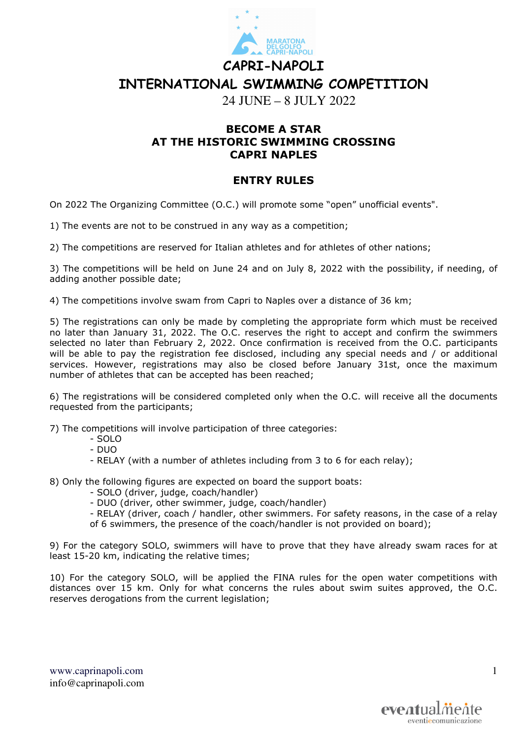# CAPRI-NAPOLI

# INTERNATIONAL SWIMMING COMPETITION

24 JUNE – 8 JULY 2022

## BECOME A STAR
## AT THE HISTORIC SWIMMING CROSSING
## CAPRI NAPLES

## ENTRY RULES

On 2022 The Organizing Committee (O.C.) will promote some "open" unofficial events".

1) The events are not to be construed in any way as a competition;

2) The competitions are reserved for Italian athletes and for athletes of other nations;

3) The competitions will be held on June 24 and on July 8, 2022 with the possibility, if needing, of adding another possible date;

4) The competitions involve swam from Capri to Naples over a distance of 36 km;

5) The registrations can only be made by completing the appropriate form which must be received no later than January 31, 2022. The O.C. reserves the right to accept and confirm the swimmers selected no later than February 2, 2022. Once confirmation is received from the O.C. participants will be able to pay the registration fee disclosed, including any special needs and / or additional services. However, registrations may also be closed before January 31st, once the maximum number of athletes that can be accepted has been reached;

6) The registrations will be considered completed only when the O.C. will receive all the documents requested from the participants;

7) The competitions will involve participation of three categories:
- SOLO
- DUO
- RELAY (with a number of athletes including from 3 to 6 for each relay);

8) Only the following figures are expected on board the support boats:
- SOLO (driver, judge, coach/handler)
- DUO (driver, other swimmer, judge, coach/handler)
- RELAY (driver, coach / handler, other swimmers. For safety reasons, in the case of a relay of 6 swimmers, the presence of the coach/handler is not provided on board);

9) For the category SOLO, swimmers will have to prove that they have already swam races for at least 15-20 km, indicating the relative times;

10) For the category SOLO, will be applied the FINA rules for the open water competitions with distances over 15 km. Only for what concerns the rules about swim suites approved, the O.C. reserves derogations from the current legislation;

www.caprinapoli.com
info@caprinapoli.com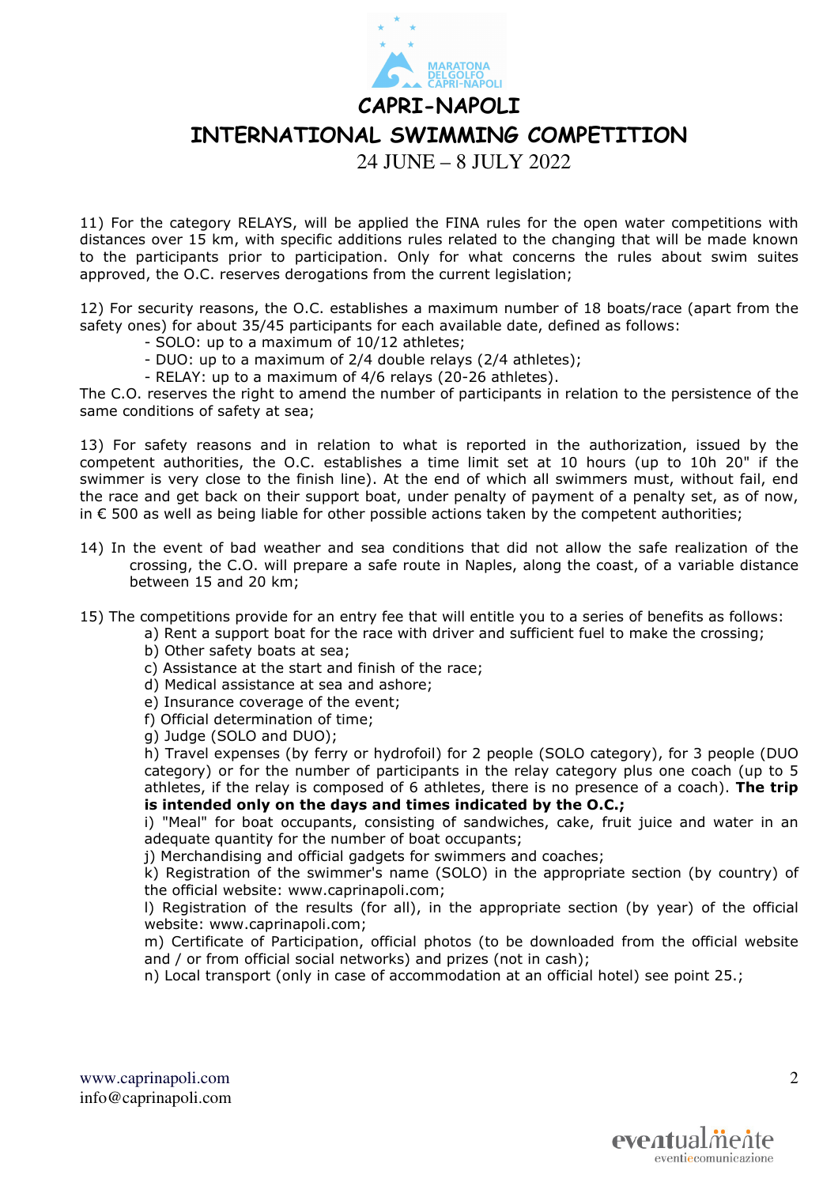11) For the category RELAYS, will be applied the FINA rules for the open water competitions with distances over 15 km, with specific additions rules related to the changing that will be made known to the participants prior to participation. Only for what concerns the rules about swim suites approved, the O.C. reserves derogations from the current legislation;

12) For security reasons, the O.C. establishes a maximum number of 18 boats/race (apart from the safety ones) for about 35/45 participants for each available date, defined as follows:

- SOLO: up to a maximum of 10/12 athletes;
- DUO: up to a maximum of 2/4 double relays (2/4 athletes);
- RELAY: up to a maximum of 4/6 relays (20-26 athletes).

The C.O. reserves the right to amend the number of participants in relation to the persistence of the same conditions of safety at sea;

13) For safety reasons and in relation to what is reported in the authorization, issued by the competent authorities, the O.C. establishes a time limit set at 10 hours (up to 10h 20" if the swimmer is very close to the finish line). At the end of which all swimmers must, without fail, end the race and get back on their support boat, under penalty of payment of a penalty set, as of now, in € 500 as well as being liable for other possible actions taken by the competent authorities;

14) In the event of bad weather and sea conditions that did not allow the safe realization of the crossing, the C.O. will prepare a safe route in Naples, along the coast, of a variable distance between 15 and 20 km;

15) The competitions provide for an entry fee that will entitle you to a series of benefits as follows:

a) Rent a support boat for the race with driver and sufficient fuel to make the crossing;
b) Other safety boats at sea;
c) Assistance at the start and finish of the race;
d) Medical assistance at sea and ashore;
e) Insurance coverage of the event;
f) Official determination of time;
g) Judge (SOLO and DUO);
h) Travel expenses (by ferry or hydrofoil) for 2 people (SOLO category), for 3 people (DUO category) or for the number of participants in the relay category plus one coach (up to 5 athletes, if the relay is composed of 6 athletes, there is no presence of a coach). **The trip is intended only on the days and times indicated by the O.C.;**
i) "Meal" for boat occupants, consisting of sandwiches, cake, fruit juice and water in an adequate quantity for the number of boat occupants;
j) Merchandising and official gadgets for swimmers and coaches;
k) Registration of the swimmer's name (SOLO) in the appropriate section (by country) of the official website: www.caprinapoli.com;
l) Registration of the results (for all), in the appropriate section (by year) of the official website: www.caprinapoli.com;
m) Certificate of Participation, official photos (to be downloaded from the official website and / or from official social networks) and prizes (not in cash);
n) Local transport (only in case of accommodation at an official hotel) see point 25.;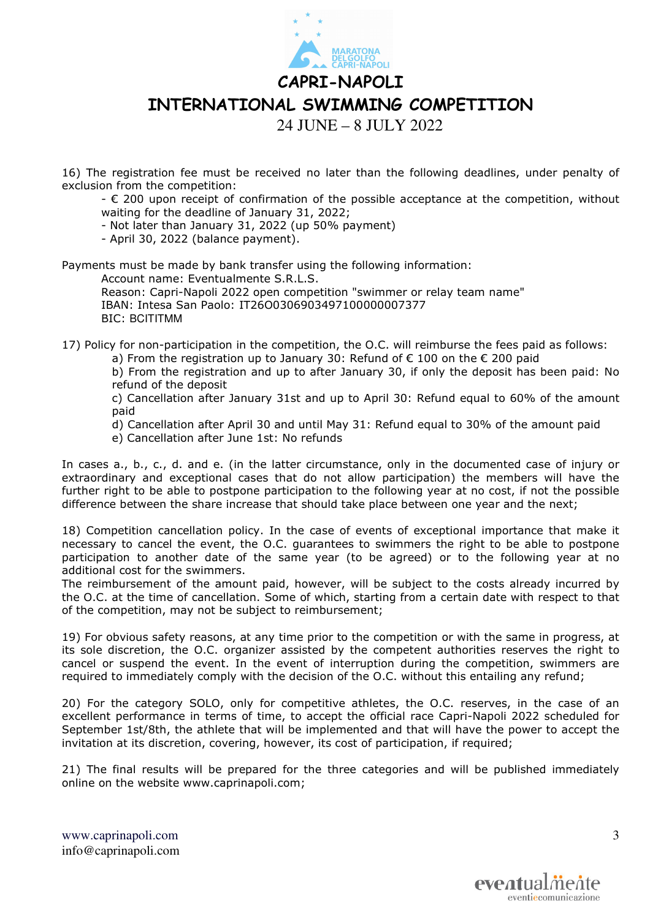# CAPRI-NAPOLI

# INTERNATIONAL SWIMMING COMPETITION

24 JUNE – 8 JULY 2022

16) The registration fee must be received no later than the following deadlines, under penalty of exclusion from the competition:

- € 200 upon receipt of confirmation of the possible acceptance at the competition, without waiting for the deadline of January 31, 2022;
- Not later than January 31, 2022 (up 50% payment)
- April 30, 2022 (balance payment).

Payments must be made by bank transfer using the following information:

Account name: Eventualmente S.R.L.S.
Reason: Capri-Napoli 2022 open competition "swimmer or relay team name"
IBAN: Intesa San Paolo: IT26O0306903497100000007377
BIC: BCITITMM

17) Policy for non-participation in the competition, the O.C. will reimburse the fees paid as follows:

a) From the registration up to January 30: Refund of € 100 on the € 200 paid
b) From the registration and up to after January 30, if only the deposit has been paid: No refund of the deposit
c) Cancellation after January 31st and up to April 30: Refund equal to 60% of the amount paid
d) Cancellation after April 30 and until May 31: Refund equal to 30% of the amount paid
e) Cancellation after June 1st: No refunds

In cases a., b., c., d. and e. (in the latter circumstance, only in the documented case of injury or extraordinary and exceptional cases that do not allow participation) the members will have the further right to be able to postpone participation to the following year at no cost, if not the possible difference between the share increase that should take place between one year and the next;

18) Competition cancellation policy. In the case of events of exceptional importance that make it necessary to cancel the event, the O.C. guarantees to swimmers the right to be able to postpone participation to another date of the same year (to be agreed) or to the following year at no additional cost for the swimmers.
The reimbursement of the amount paid, however, will be subject to the costs already incurred by the O.C. at the time of cancellation. Some of which, starting from a certain date with respect to that of the competition, may not be subject to reimbursement;

19) For obvious safety reasons, at any time prior to the competition or with the same in progress, at its sole discretion, the O.C. organizer assisted by the competent authorities reserves the right to cancel or suspend the event. In the event of interruption during the competition, swimmers are required to immediately comply with the decision of the O.C. without this entailing any refund;

20) For the category SOLO, only for competitive athletes, the O.C. reserves, in the case of an excellent performance in terms of time, to accept the official race Capri-Napoli 2022 scheduled for September 1st/8th, the athlete that will be implemented and that will have the power to accept the invitation at its discretion, covering, however, its cost of participation, if required;

21) The final results will be prepared for the three categories and will be published immediately online on the website www.caprinapoli.com;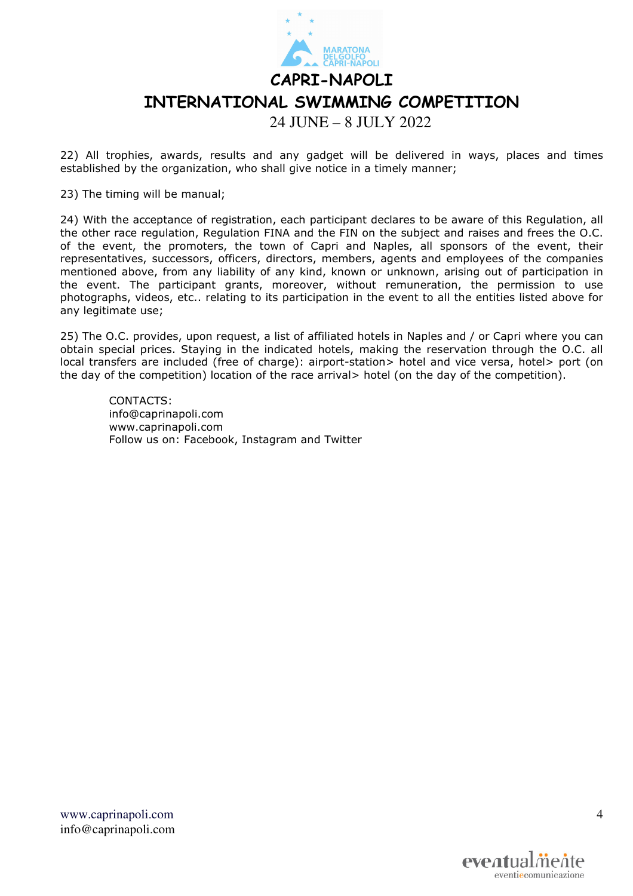22) All trophies, awards, results and any gadget will be delivered in ways, places and times established by the organization, who shall give notice in a timely manner;

23) The timing will be manual;

24) With the acceptance of registration, each participant declares to be aware of this Regulation, all the other race regulation, Regulation FINA and the FIN on the subject and raises and frees the O.C. of the event, the promoters, the town of Capri and Naples, all sponsors of the event, their representatives, successors, officers, directors, members, agents and employees of the companies mentioned above, from any liability of any kind, known or unknown, arising out of participation in the event. The participant grants, moreover, without remuneration, the permission to use photographs, videos, etc.. relating to its participation in the event to all the entities listed above for any legitimate use;

25) The O.C. provides, upon request, a list of affiliated hotels in Naples and / or Capri where you can obtain special prices. Staying in the indicated hotels, making the reservation through the O.C. all local transfers are included (free of charge): airport-station> hotel and vice versa, hotel> port (on the day of the competition) location of the race arrival> hotel (on the day of the competition).

CONTACTS:
info@caprinapoli.com
www.caprinapoli.com
Follow us on: Facebook, Instagram and Twitter